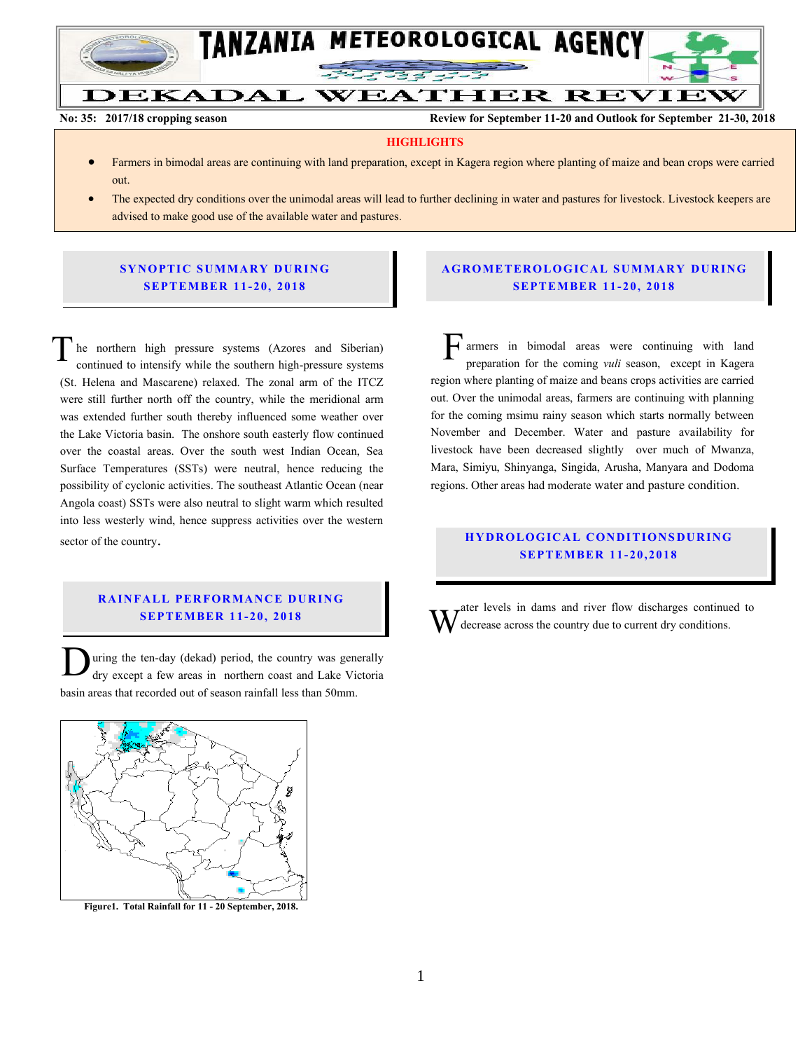# TANZANIA METEOROLOGICAL AGENCY

## DEKADAL WEATHER REVIEW

**No: 35: 2017/18 cropping season** | **Review for September 11-20 and Outlook for September 21-30, 2018**

### HIGHLIGHTS

- Farmers in bimodal areas are continuing with land preparation, except in Kagera region where planting of maize and bean crops were carried out.
- The expected dry conditions over the unimodal areas will lead to further declining in water and pastures for livestock. Livestock keepers are advised to make good use of the available water and pastures.

### SYNOPTIC SUMMARY DURING SEPTEMBER 11-20, 2018

The northern high pressure systems (Azores and Siberian) continued to intensify while the southern high-pressure systems (St. Helena and Mascarene) relaxed. The zonal arm of the ITCZ were still further north off the country, while the meridional arm was extended further south thereby influenced some weather over the Lake Victoria basin. The onshore south easterly flow continued over the coastal areas. Over the south west Indian Ocean, Sea Surface Temperatures (SSTs) were neutral, hence reducing the possibility of cyclonic activities. The southeast Atlantic Ocean (near Angola coast) SSTs were also neutral to slight warm which resulted into less westerly wind, hence suppress activities over the western sector of the country.

### RAINFALL PERFORMANCE DURING SEPTEMBER 11-20, 2018

During the ten-day (dekad) period, the country was generally dry except a few areas in northern coast and Lake Victoria basin areas that recorded out of season rainfall less than 50mm.

**Figure1. Total Rainfall for 11 - 20 September, 2018.**

### AGROMETEROLOGICAL SUMMARY DURING SEPTEMBER 11-20, 2018

Farmers in bimodal areas were continuing with land preparation for the coming *vuli* season, except in Kagera region where planting of maize and beans crops activities are carried out. Over the unimodal areas, farmers are continuing with planting for the coming msimu rainy season which starts normally between November and December. Water and pasture availability for livestock have been decreased slightly over much of Mwanza, Mara, Simiyu, Shinyanga, Singida, Arusha, Manyara and Dodoma regions. Other areas had moderate water and pasture condition.

### HYDROLOGICAL CONDITIONSDURING SEPTEMBER 11-20,2018

Water levels in dams and river flow discharges continued to decrease across the country due to current dry conditions.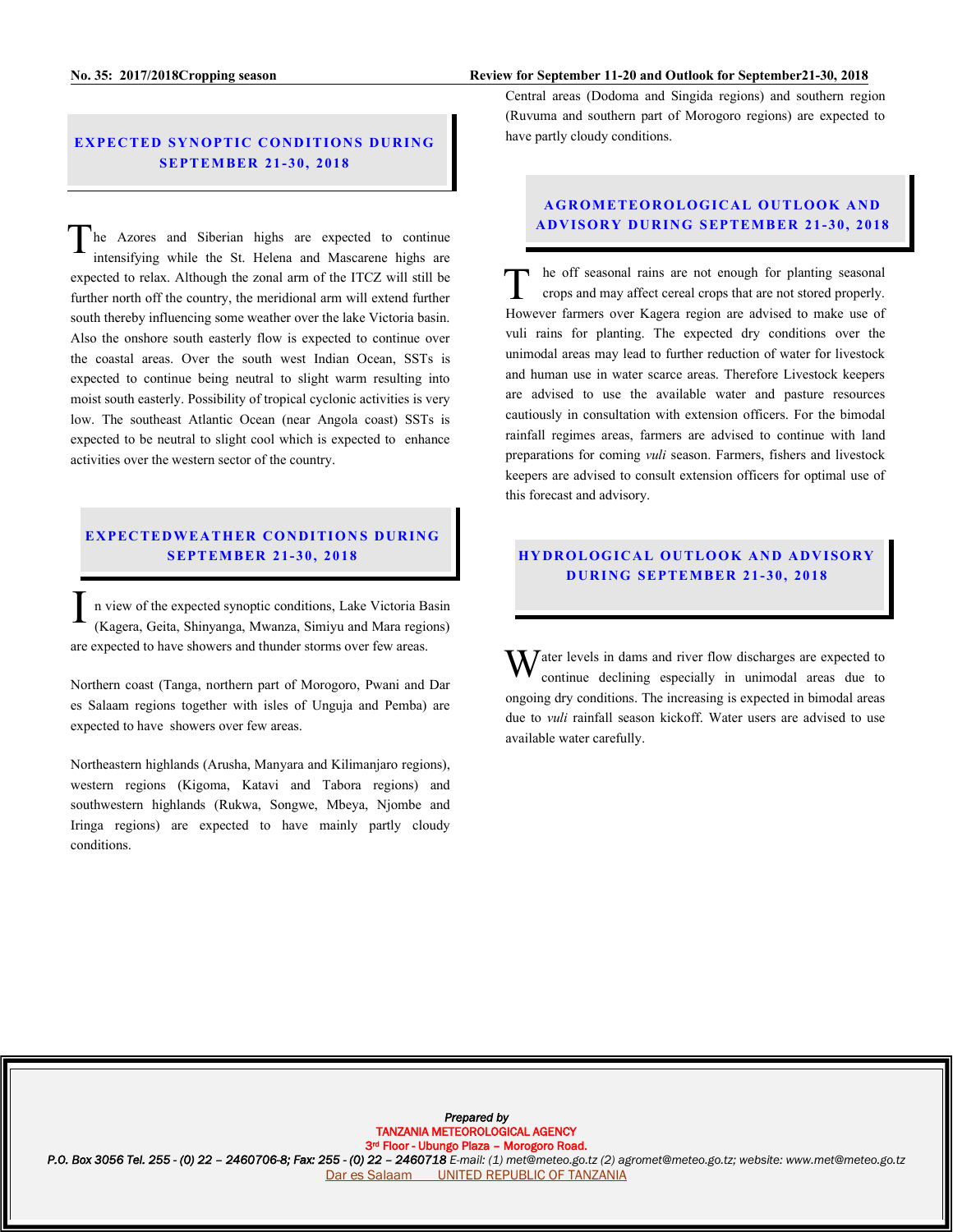## EXPECTED SYNOPTIC CONDITIONS DURING SEPTEMBER 21-30, 2018

The Azores and Siberian highs are expected to continue intensifying while the St. Helena and Mascarene highs are expected to relax. Although the zonal arm of the ITCZ will still be further north off the country, the meridional arm will extend further south thereby influencing some weather over the lake Victoria basin. Also the onshore south easterly flow is expected to continue over the coastal areas. Over the south west Indian Ocean, SSTs is expected to continue being neutral to slight warm resulting into moist south easterly. Possibility of tropical cyclonic activities is very low. The southeast Atlantic Ocean (near Angola coast) SSTs is expected to be neutral to slight cool which is expected to enhance activities over the western sector of the country.

## EXPECTEDWEATHER CONDITIONS DURING SEPTEMBER 21-30, 2018

In view of the expected synoptic conditions, Lake Victoria Basin (Kagera, Geita, Shinyanga, Mwanza, Simiyu and Mara regions) are expected to have showers and thunder storms over few areas.

Northern coast (Tanga, northern part of Morogoro, Pwani and Dar es Salaam regions together with isles of Unguja and Pemba) are expected to have showers over few areas.

Northeastern highlands (Arusha, Manyara and Kilimanjaro regions), western regions (Kigoma, Katavi and Tabora regions) and southwestern highlands (Rukwa, Songwe, Mbeya, Njombe and Iringa regions) are expected to have mainly partly cloudy conditions.

Central areas (Dodoma and Singida regions) and southern region (Ruvuma and southern part of Morogoro regions) are expected to have partly cloudy conditions.

## AGROMETEOROLOGICAL OUTLOOK AND ADVISORY DURING SEPTEMBER 21-30, 2018

The off seasonal rains are not enough for planting seasonal crops and may affect cereal crops that are not stored properly. However farmers over Kagera region are advised to make use of vuli rains for planting. The expected dry conditions over the unimodal areas may lead to further reduction of water for livestock and human use in water scarce areas. Therefore Livestock keepers are advised to use the available water and pasture resources cautiously in consultation with extension officers. For the bimodal rainfall regimes areas, farmers are advised to continue with land preparations for coming *vuli* season. Farmers, fishers and livestock keepers are advised to consult extension officers for optimal use of this forecast and advisory.

## HYDROLOGICAL OUTLOOK AND ADVISORY DURING SEPTEMBER 21-30, 2018

Water levels in dams and river flow discharges are expected to continue declining especially in unimodal areas due to ongoing dry conditions. The increasing is expected in bimodal areas due to *vuli* rainfall season kickoff. Water users are advised to use available water carefully.

*Prepared by*
TANZANIA METEOROLOGICAL AGENCY
3rd Floor - Ubungo Plaza – Morogoro Road.
*P.O. Box 3056 Tel. 255 - (0) 22 – 2460706-8; Fax: 255 - (0) 22 – 2460718 E-mail: (1) met@meteo.go.tz (2) agromet@meteo.go.tz; website: www.met@meteo.go.tz*
Dar es Salaam UNITED REPUBLIC OF TANZANIA